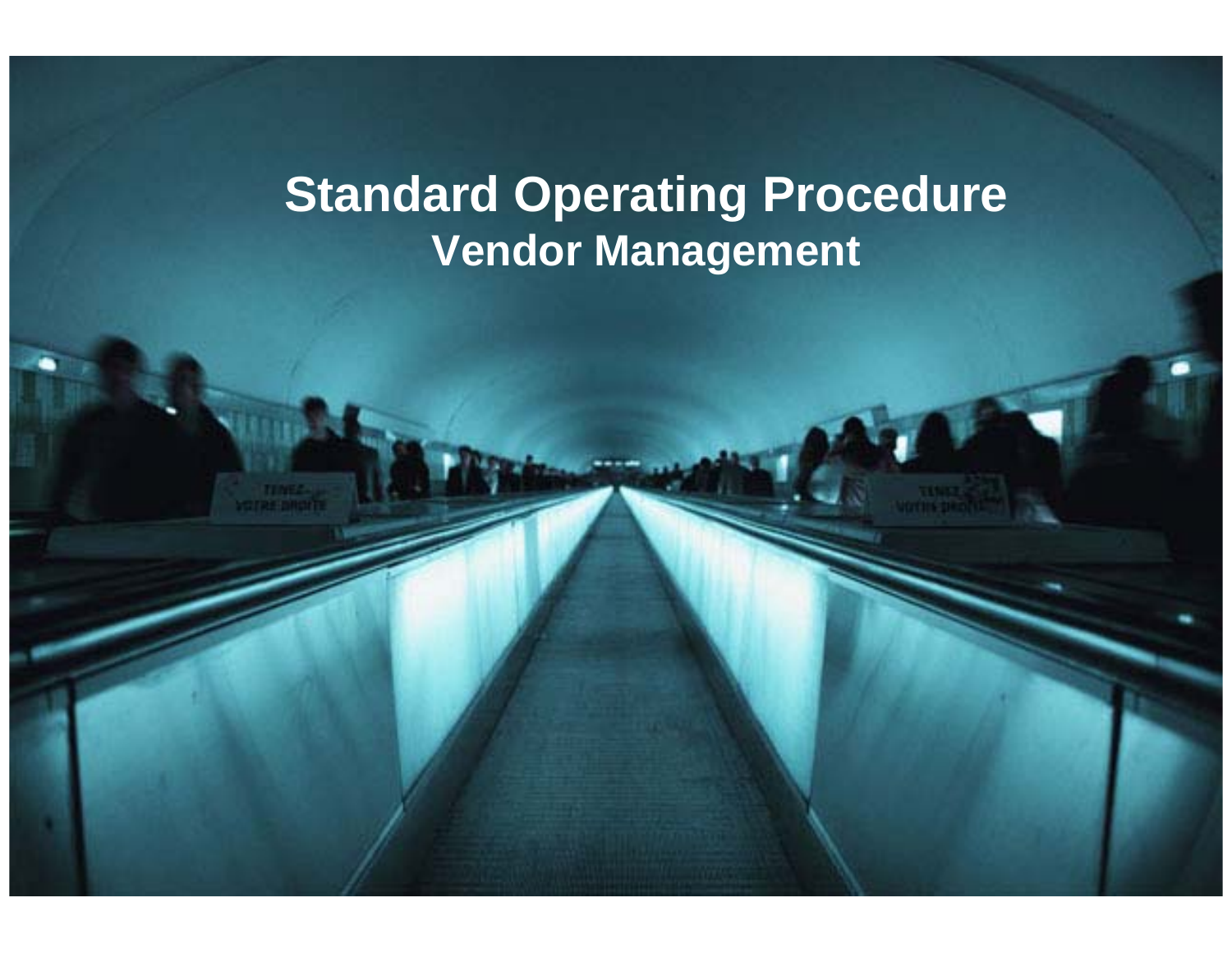# Standard Operating Procedure

## Vendor Management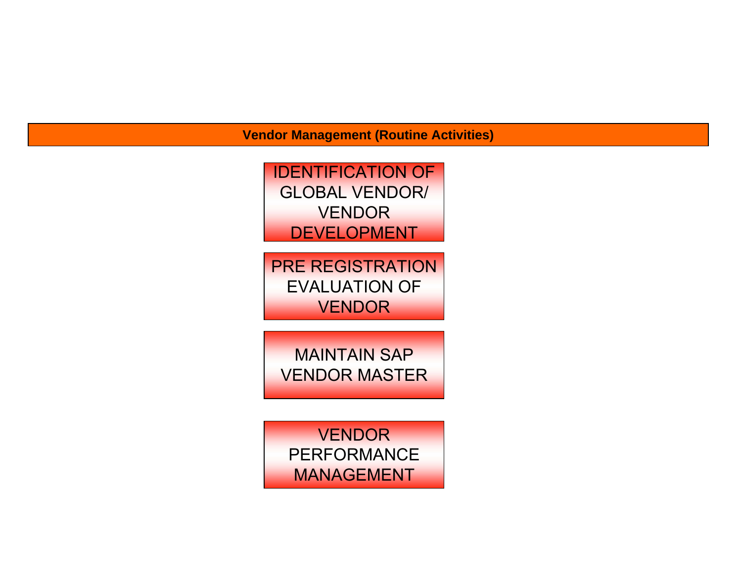**Vendor Management (Routine Activities)**

IDENTIFICATION OF GLOBAL VENDOR/ VENDOR DEVELOPMENT

PRE REGISTRATION EVALUATION OF VENDOR

MAINTAIN SAP VENDOR MASTER

VENDOR PERFORMANCE MANAGEMENT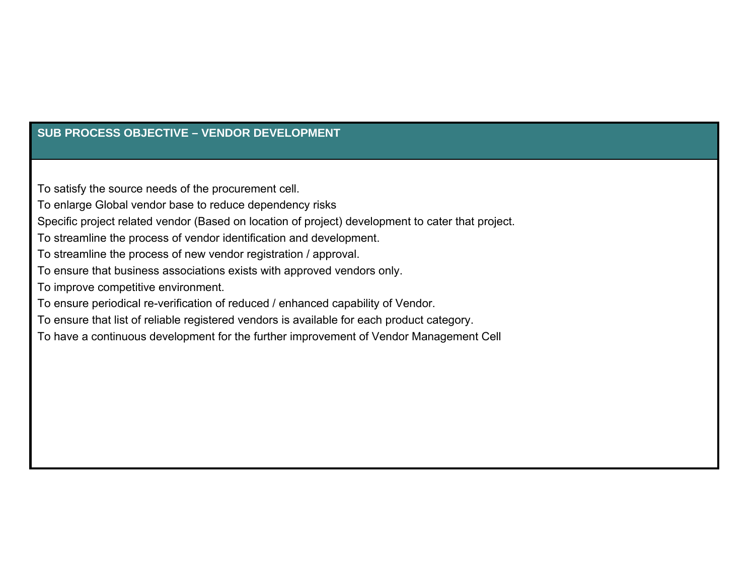## SUB PROCESS OBJECTIVE – VENDOR DEVELOPMENT

To satisfy the source needs of the procurement cell.

To enlarge Global vendor base to reduce dependency risks

Specific project related vendor (Based on location of project) development to cater that project.

To streamline the process of vendor identification and development.

To streamline the process of new vendor registration / approval.

To ensure that business associations exists with approved vendors only.

To improve competitive environment.

To ensure periodical re-verification of reduced / enhanced capability of Vendor.

To ensure that list of reliable registered vendors is available for each product category.

To have a continuous development for the further improvement of Vendor Management Cell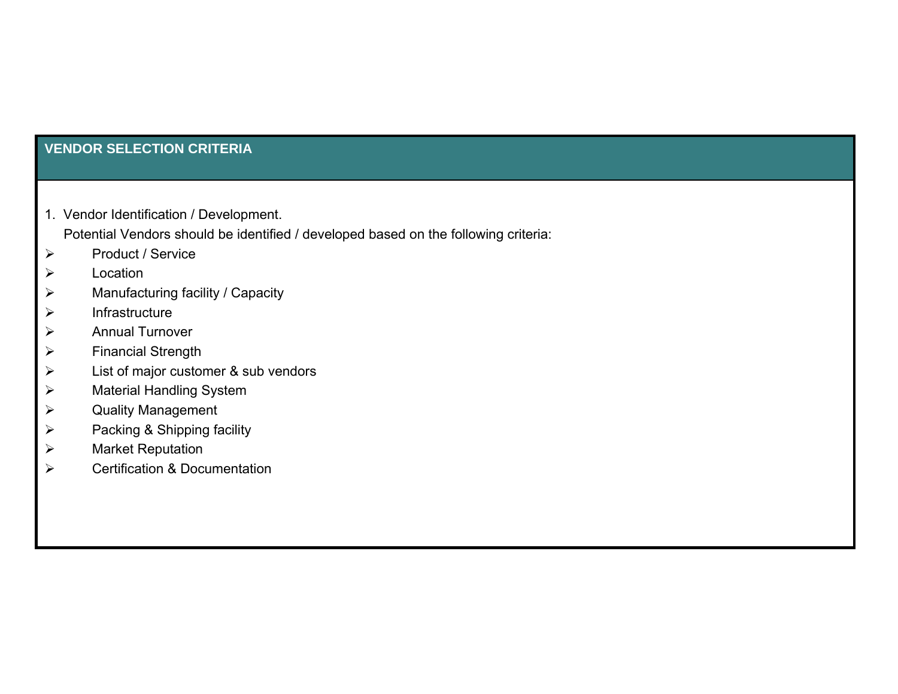## VENDOR SELECTION CRITERIA

1. Vendor Identification / Development.

   Potential Vendors should be identified / developed based on the following criteria:

- Product / Service
- Location
- Manufacturing facility / Capacity
- Infrastructure
- Annual Turnover
- Financial Strength
- List of major customer & sub vendors
- Material Handling System
- Quality Management
- Packing & Shipping facility
- Market Reputation
- Certification & Documentation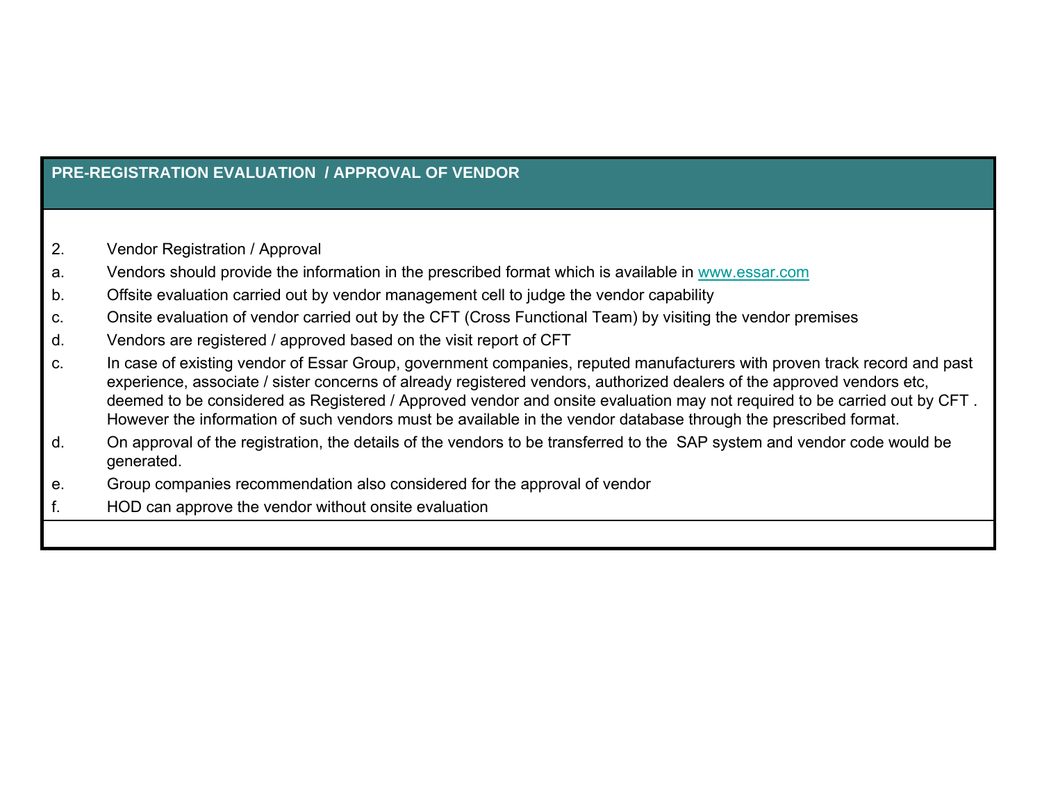## PRE-REGISTRATION EVALUATION / APPROVAL OF VENDOR

2. Vendor Registration / Approval

a. Vendors should provide the information in the prescribed format which is available in [www.essar.com](http://www.essar.com)

b. Offsite evaluation carried out by vendor management cell to judge the vendor capability

c. Onsite evaluation of vendor carried out by the CFT (Cross Functional Team) by visiting the vendor premises

d. Vendors are registered / approved based on the visit report of CFT

c. In case of existing vendor of Essar Group, government companies, reputed manufacturers with proven track record and past experience, associate / sister concerns of already registered vendors, authorized dealers of the approved vendors etc, deemed to be considered as Registered / Approved vendor and onsite evaluation may not required to be carried out by CFT . However the information of such vendors must be available in the vendor database through the prescribed format.

d. On approval of the registration, the details of the vendors to be transferred to the SAP system and vendor code would be generated.

e. Group companies recommendation also considered for the approval of vendor

f. HOD can approve the vendor without onsite evaluation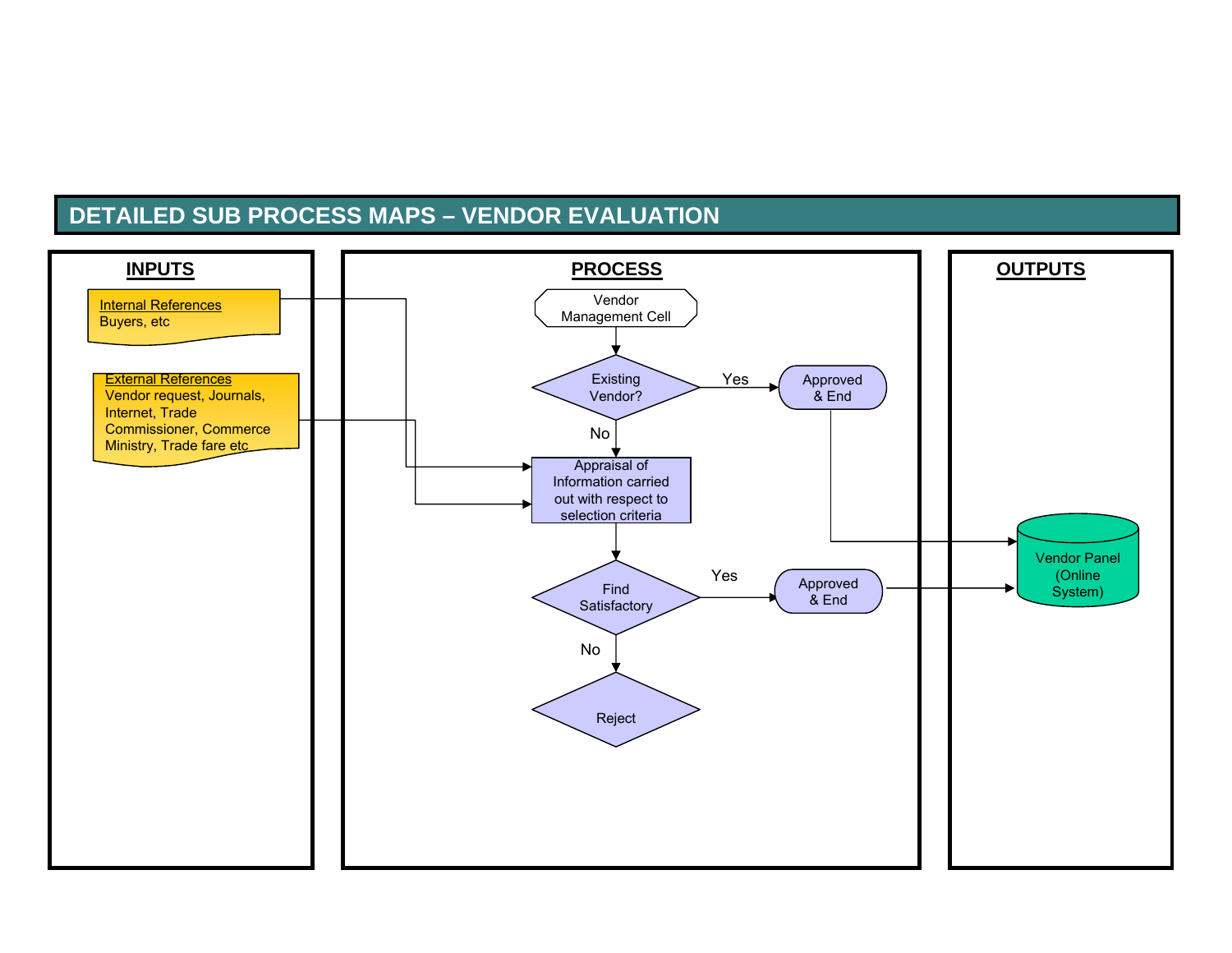# DETAILED SUB PROCESS MAPS – VENDOR EVALUATION

## INPUTS

**Internal References**
Buyers, etc

**External References**
Vendor request, Journals, Internet, Trade Commissioner, Commerce Ministry, Trade fare etc

## PROCESS

Vendor Management Cell

Existing Vendor?
- Yes → Approved & End
- No → Appraisal of Information carried out with respect to selection criteria

Find Satisfactory
- Yes → Approved & End
- No → Reject

## OUTPUTS

Vendor Panel (Online System)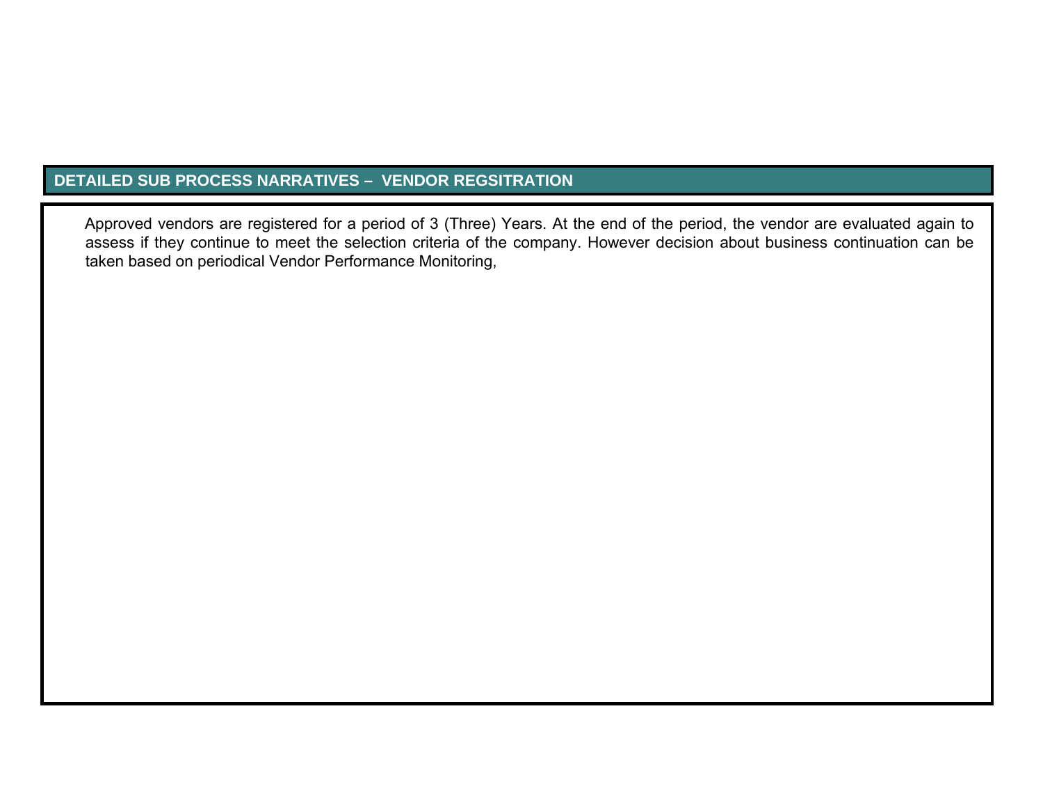## DETAILED SUB PROCESS NARRATIVES – VENDOR REGSITRATION

Approved vendors are registered for a period of 3 (Three) Years. At the end of the period, the vendor are evaluated again to assess if they continue to meet the selection criteria of the company. However decision about business continuation can be taken based on periodical Vendor Performance Monitoring,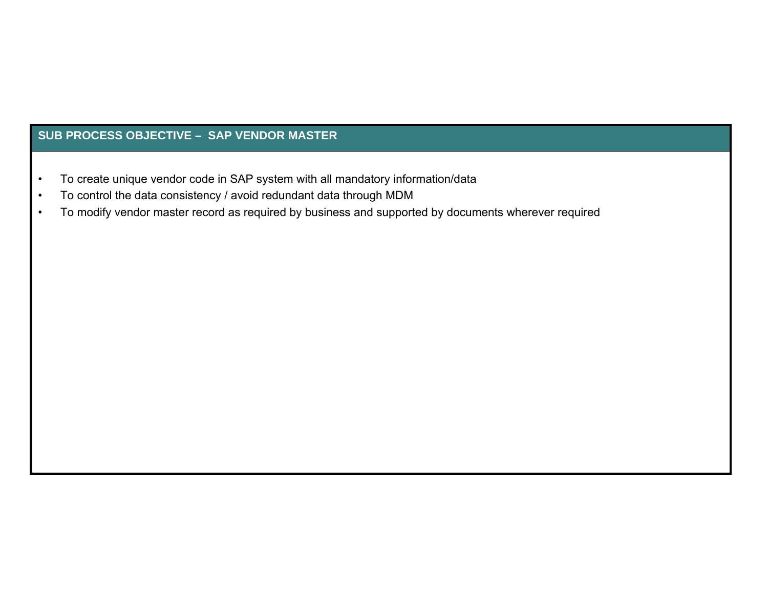## SUB PROCESS OBJECTIVE – SAP VENDOR MASTER

- To create unique vendor code in SAP system with all mandatory information/data
- To control the data consistency / avoid redundant data through MDM
- To modify vendor master record as required by business and supported by documents wherever required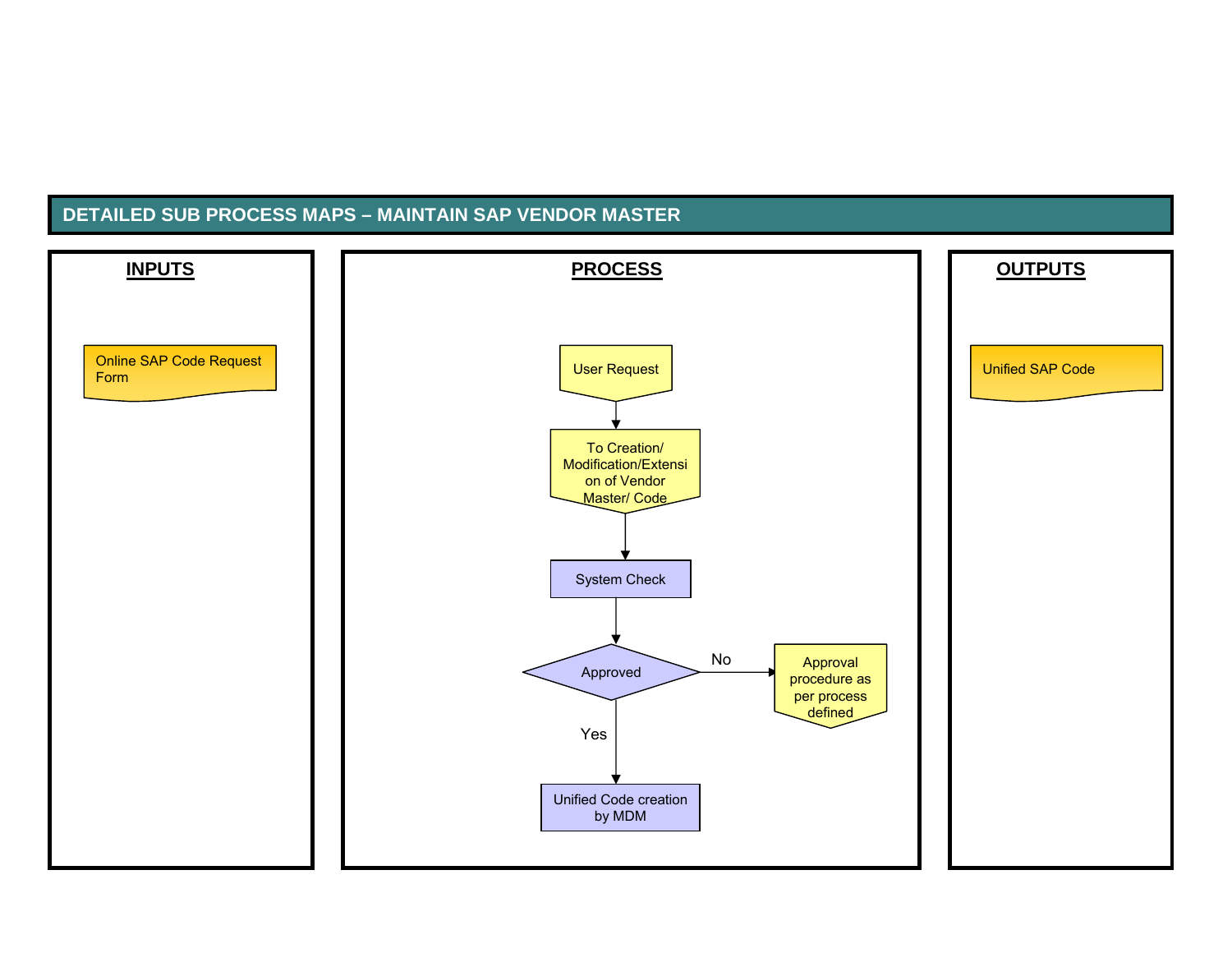## DETAILED SUB PROCESS MAPS – MAINTAIN SAP VENDOR MASTER

**INPUTS**

Online SAP Code Request Form

**PROCESS**

User Request

To Creation/ Modification/Extension of Vendor Master/ Code

System Check

Approved

No → Approval procedure as per process defined

Yes → Unified Code creation by MDM

**OUTPUTS**

Unified SAP Code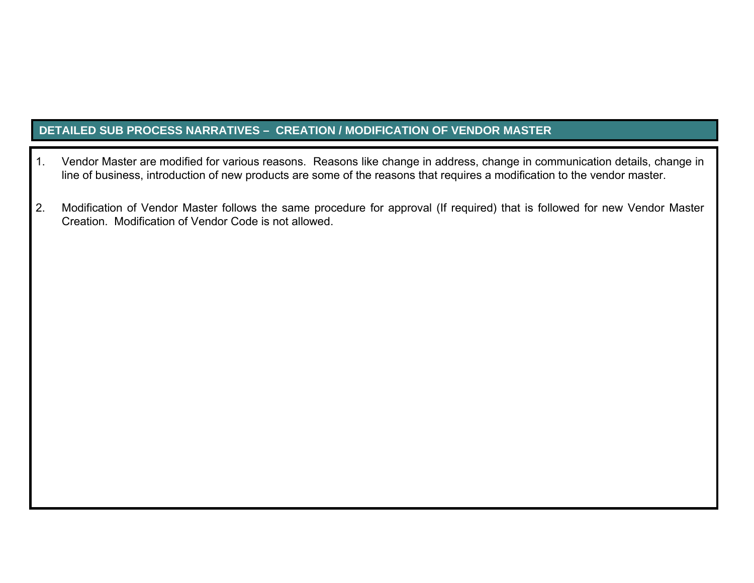## DETAILED SUB PROCESS NARRATIVES – CREATION / MODIFICATION OF VENDOR MASTER

1. Vendor Master are modified for various reasons. Reasons like change in address, change in communication details, change in line of business, introduction of new products are some of the reasons that requires a modification to the vendor master.

2. Modification of Vendor Master follows the same procedure for approval (If required) that is followed for new Vendor Master Creation. Modification of Vendor Code is not allowed.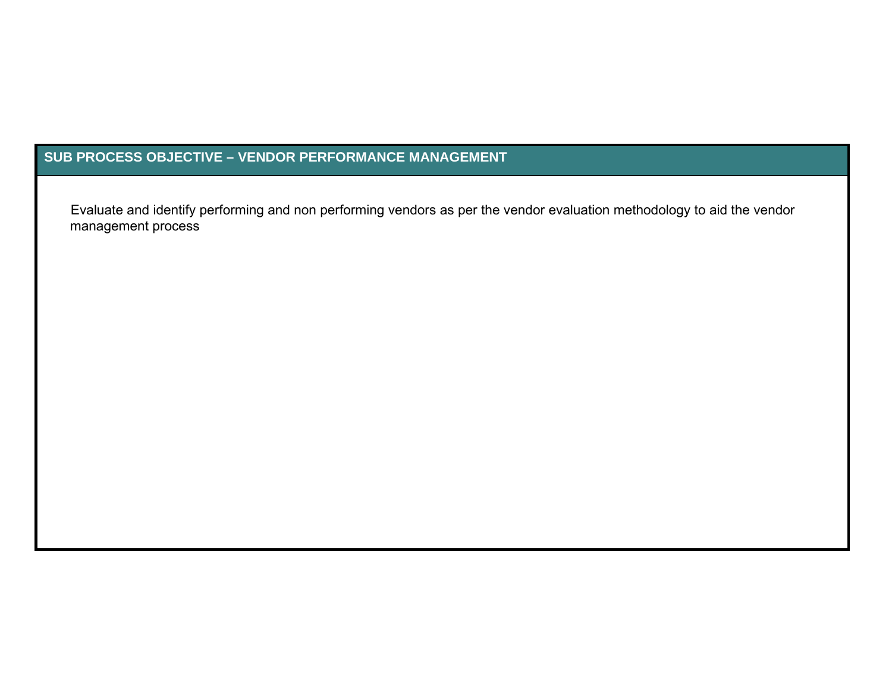## SUB PROCESS OBJECTIVE – VENDOR PERFORMANCE MANAGEMENT

Evaluate and identify performing and non performing vendors as per the vendor evaluation methodology to aid the vendor management process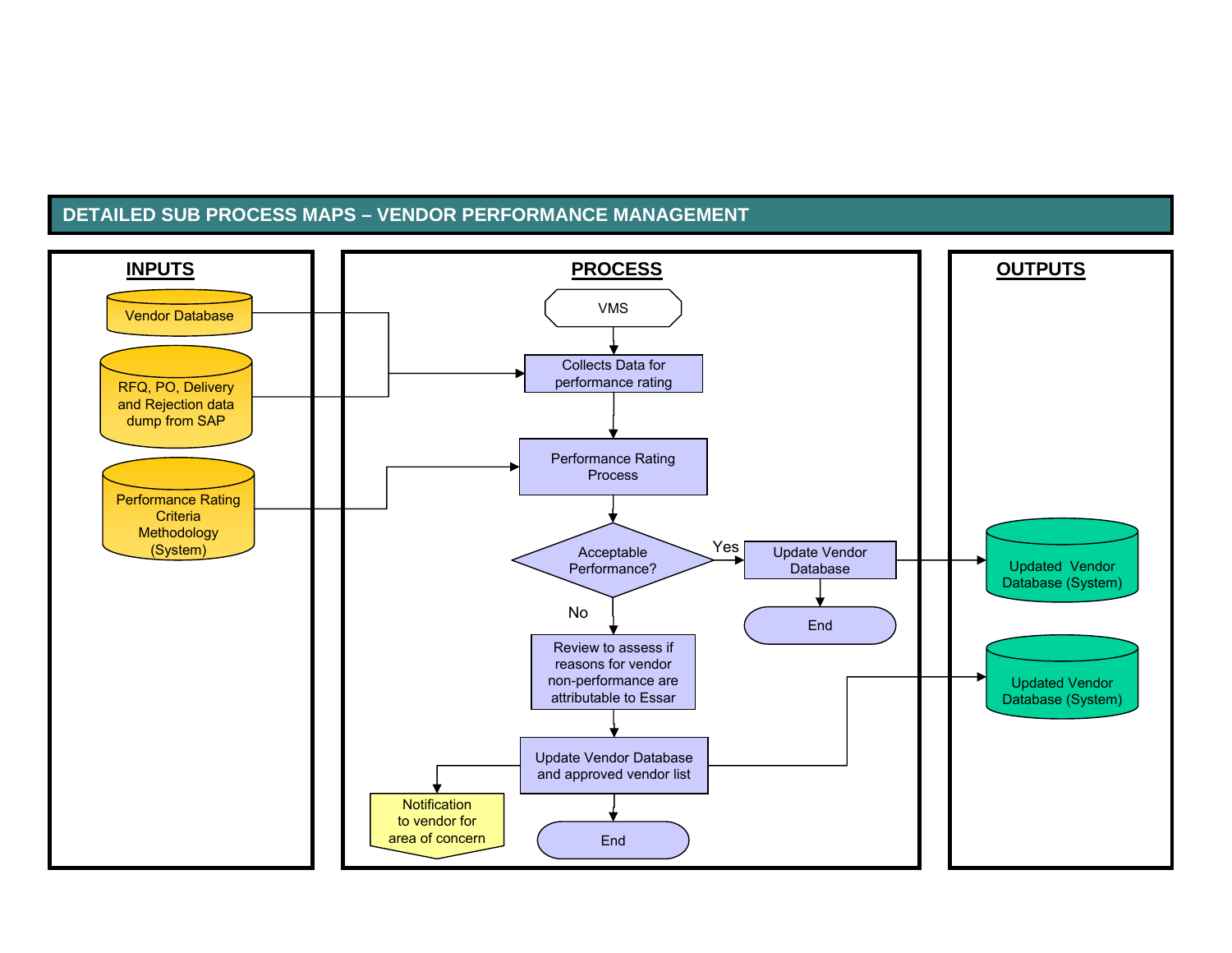## DETAILED SUB PROCESS MAPS – VENDOR PERFORMANCE MANAGEMENT

### INPUTS

- Vendor Database
- RFQ, PO, Delivery and Rejection data dump from SAP
- Performance Rating Criteria Methodology (System)

### PROCESS

- VMS
- Collects Data for performance rating (inputs: Vendor Database; RFQ, PO, Delivery and Rejection data dump from SAP)
- Performance Rating Process (input: Performance Rating Criteria Methodology (System))
- Acceptable Performance?
  - Yes → Update Vendor Database → End
  - No → Review to assess if reasons for vendor non-performance are attributable to Essar → Update Vendor Database and approved vendor list → End
    - Notification to vendor for area of concern

### OUTPUTS

- Updated Vendor Database (System)
- Updated Vendor Database (System)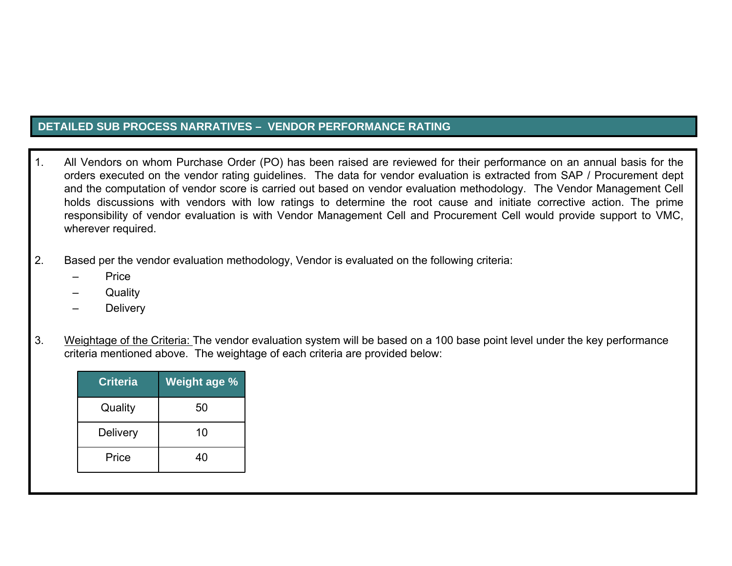## DETAILED SUB PROCESS NARRATIVES – VENDOR PERFORMANCE RATING

1. All Vendors on whom Purchase Order (PO) has been raised are reviewed for their performance on an annual basis for the orders executed on the vendor rating guidelines. The data for vendor evaluation is extracted from SAP / Procurement dept and the computation of vendor score is carried out based on vendor evaluation methodology. The Vendor Management Cell holds discussions with vendors with low ratings to determine the root cause and initiate corrective action. The prime responsibility of vendor evaluation is with Vendor Management Cell and Procurement Cell would provide support to VMC, wherever required.

2. Based per the vendor evaluation methodology, Vendor is evaluated on the following criteria:
   - Price
   - Quality
   - Delivery

3. <u>Weightage of the Criteria:</u> The vendor evaluation system will be based on a 100 base point level under the key performance criteria mentioned above. The weightage of each criteria are provided below:

| Criteria | Weight age % |
|---|---|
| Quality | 50 |
| Delivery | 10 |
| Price | 40 |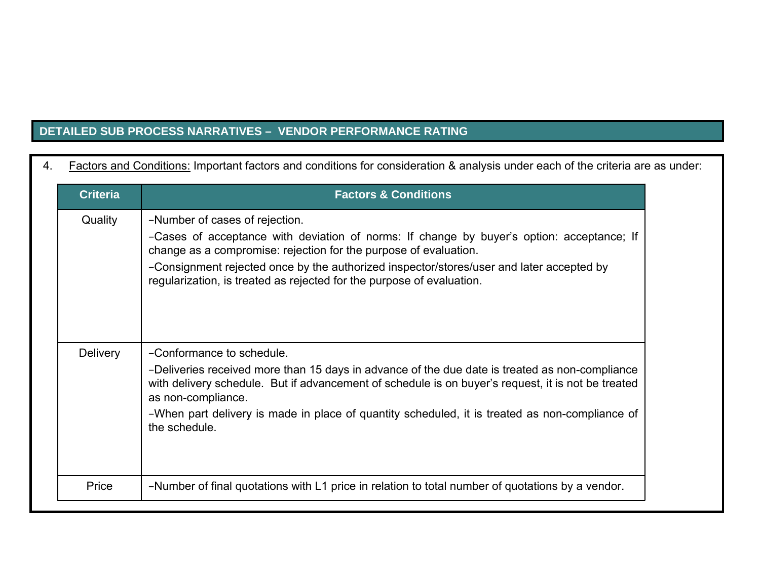## DETAILED SUB PROCESS NARRATIVES – VENDOR PERFORMANCE RATING

4. Factors and Conditions: Important factors and conditions for consideration & analysis under each of the criteria are as under:

| Criteria | Factors & Conditions |
|---|---|
| Quality | −Number of cases of rejection.<br>−Cases of acceptance with deviation of norms: If change by buyer's option: acceptance; If change as a compromise: rejection for the purpose of evaluation.<br>−Consignment rejected once by the authorized inspector/stores/user and later accepted by regularization, is treated as rejected for the purpose of evaluation. |
| Delivery | −Conformance to schedule.<br>−Deliveries received more than 15 days in advance of the due date is treated as non-compliance with delivery schedule. But if advancement of schedule is on buyer's request, it is not be treated as non-compliance.<br>−When part delivery is made in place of quantity scheduled, it is treated as non-compliance of the schedule. |
| Price | −Number of final quotations with L1 price in relation to total number of quotations by a vendor. |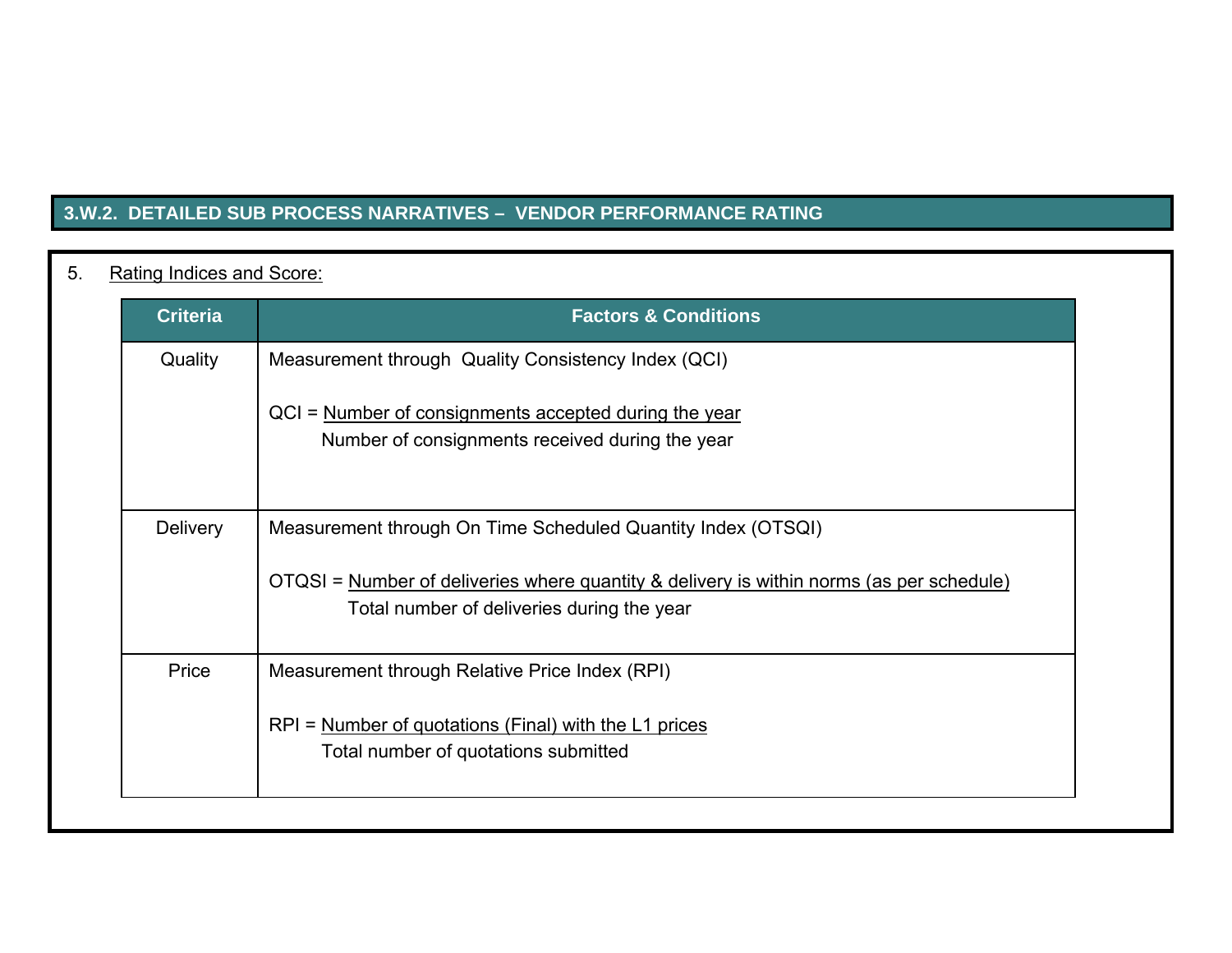## 3.W.2. DETAILED SUB PROCESS NARRATIVES – VENDOR PERFORMANCE RATING

5. Rating Indices and Score:

| Criteria | Factors & Conditions |
|---|---|
| Quality | Measurement through Quality Consistency Index (QCI)<br><br>$$QCI = \frac{\text{Number of consignments accepted during the year}}{\text{Number of consignments received during the year}}$$ |
| Delivery | Measurement through On Time Scheduled Quantity Index (OTSQI)<br><br>$$OTQSI = \frac{\text{Number of deliveries where quantity \& delivery is within norms (as per schedule)}}{\text{Total number of deliveries during the year}}$$ |
| Price | Measurement through Relative Price Index (RPI)<br><br>$$RPI = \frac{\text{Number of quotations (Final) with the L1 prices}}{\text{Total number of quotations submitted}}$$ |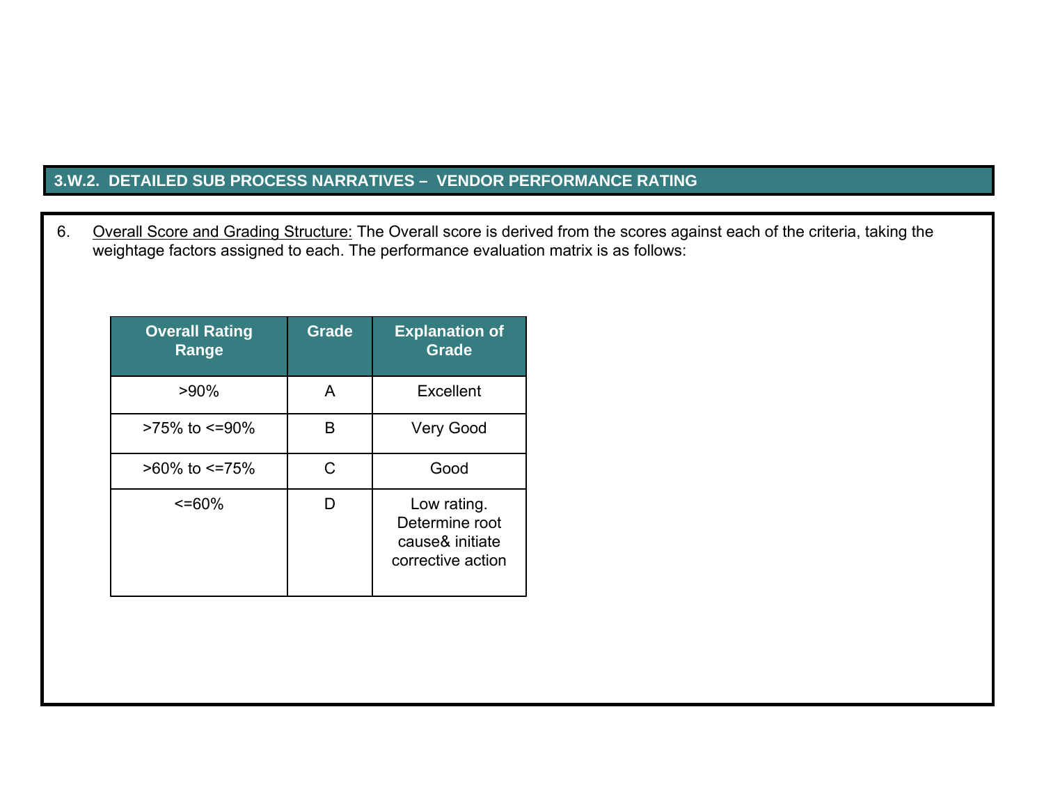## 3.W.2. DETAILED SUB PROCESS NARRATIVES – VENDOR PERFORMANCE RATING

6. Overall Score and Grading Structure: The Overall score is derived from the scores against each of the criteria, taking the weightage factors assigned to each. The performance evaluation matrix is as follows:

| Overall Rating Range | Grade | Explanation of Grade |
|---|---|---|
| >90% | A | Excellent |
| >75% to <=90% | B | Very Good |
| >60% to <=75% | C | Good |
| <=60% | D | Low rating. Determine root cause& initiate corrective action |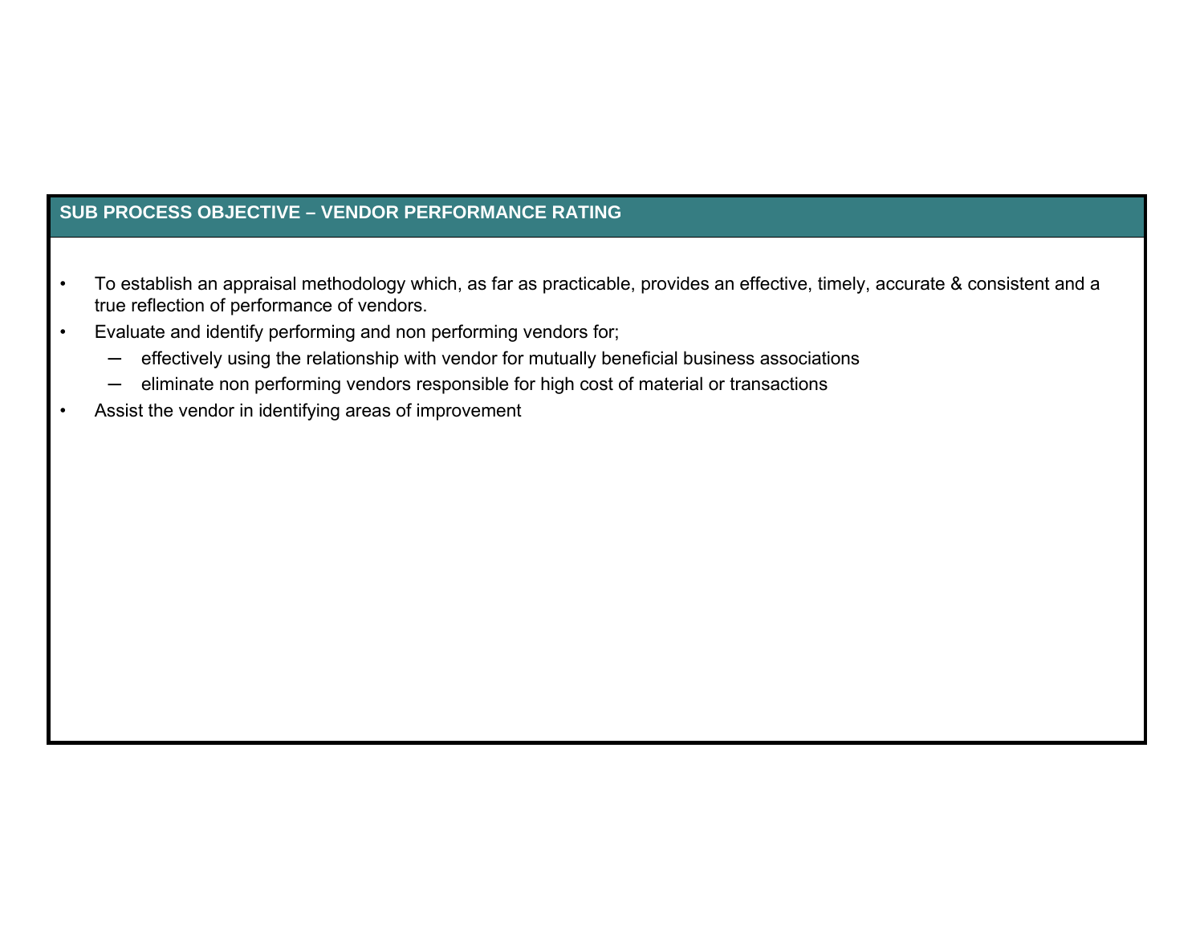## SUB PROCESS OBJECTIVE – VENDOR PERFORMANCE RATING

- To establish an appraisal methodology which, as far as practicable, provides an effective, timely, accurate & consistent and a true reflection of performance of vendors.
- Evaluate and identify performing and non performing vendors for;
  - effectively using the relationship with vendor for mutually beneficial business associations
  - eliminate non performing vendors responsible for high cost of material or transactions
- Assist the vendor in identifying areas of improvement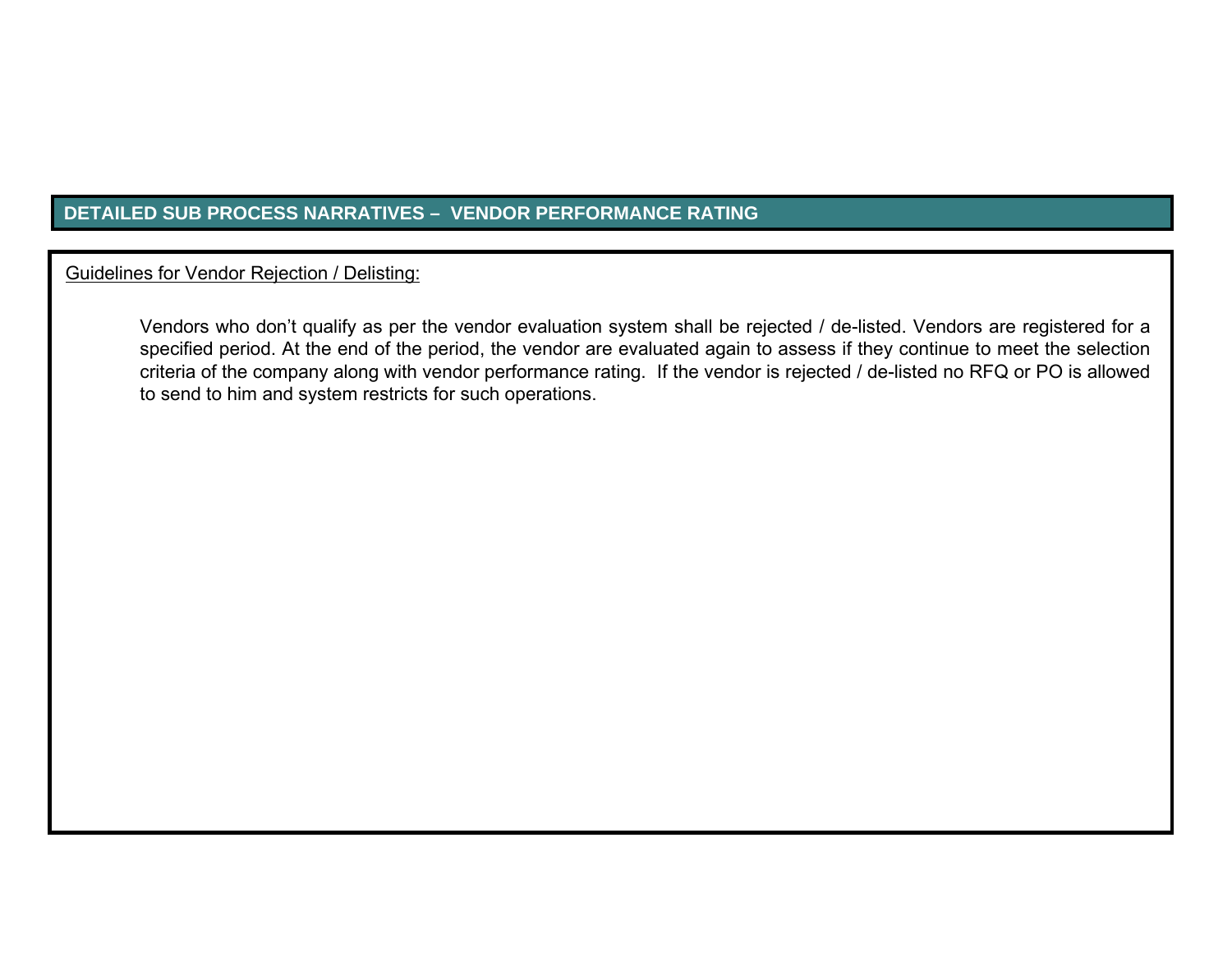## DETAILED SUB PROCESS NARRATIVES – VENDOR PERFORMANCE RATING

Guidelines for Vendor Rejection / Delisting:

Vendors who don't qualify as per the vendor evaluation system shall be rejected / de-listed. Vendors are registered for a specified period. At the end of the period, the vendor are evaluated again to assess if they continue to meet the selection criteria of the company along with vendor performance rating. If the vendor is rejected / de-listed no RFQ or PO is allowed to send to him and system restricts for such operations.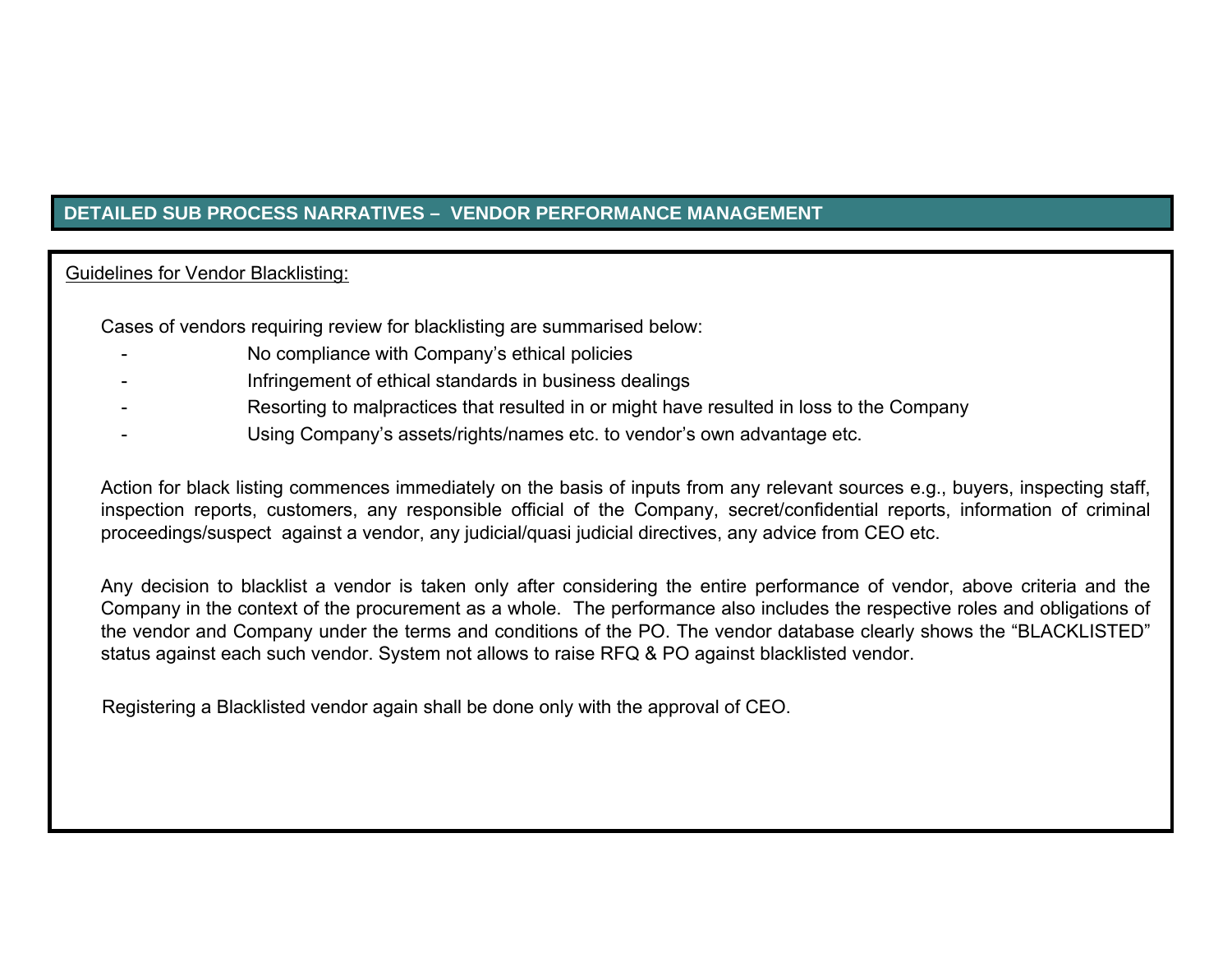## DETAILED SUB PROCESS NARRATIVES – VENDOR PERFORMANCE MANAGEMENT

Guidelines for Vendor Blacklisting:

Cases of vendors requiring review for blacklisting are summarised below:

- No compliance with Company's ethical policies
- Infringement of ethical standards in business dealings
- Resorting to malpractices that resulted in or might have resulted in loss to the Company
- Using Company's assets/rights/names etc. to vendor's own advantage etc.

Action for black listing commences immediately on the basis of inputs from any relevant sources e.g., buyers, inspecting staff, inspection reports, customers, any responsible official of the Company, secret/confidential reports, information of criminal proceedings/suspect against a vendor, any judicial/quasi judicial directives, any advice from CEO etc.

Any decision to blacklist a vendor is taken only after considering the entire performance of vendor, above criteria and the Company in the context of the procurement as a whole. The performance also includes the respective roles and obligations of the vendor and Company under the terms and conditions of the PO. The vendor database clearly shows the "BLACKLISTED" status against each such vendor. System not allows to raise RFQ & PO against blacklisted vendor.

Registering a Blacklisted vendor again shall be done only with the approval of CEO.